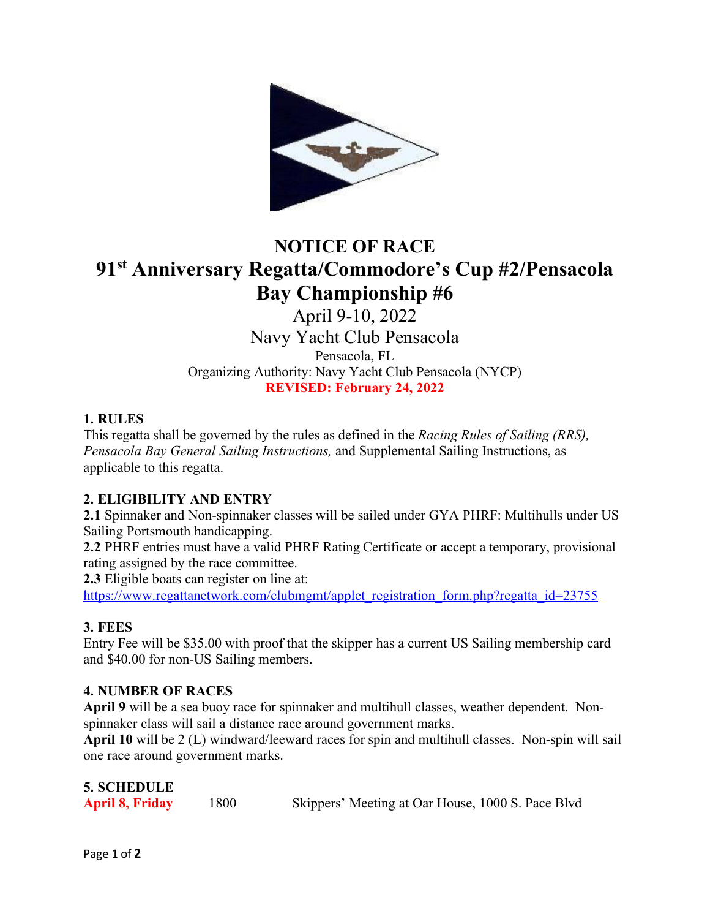# NOTICE OF RACE

# 91st Anniversary Regatta/Commodore's Cup #2/Pensacola Bay Championship #6

April 9-10, 2022

Navy Yacht Club Pensacola

Pensacola, FL

Organizing Authority: Navy Yacht Club Pensacola (NYCP)

**REVISED: February 24, 2022**

## 1. RULES

This regatta shall be governed by the rules as defined in the *Racing Rules of Sailing (RRS), Pensacola Bay General Sailing Instructions,* and Supplemental Sailing Instructions, as applicable to this regatta.

## 2. ELIGIBILITY AND ENTRY

**2.1** Spinnaker and Non-spinnaker classes will be sailed under GYA PHRF: Multihulls under US Sailing Portsmouth handicapping.

**2.2** PHRF entries must have a valid PHRF Rating Certificate or accept a temporary, provisional rating assigned by the race committee.

**2.3** Eligible boats can register on line at:
https://www.regattanetwork.com/clubmgmt/applet_registration_form.php?regatta_id=23755

## 3. FEES

Entry Fee will be $35.00 with proof that the skipper has a current US Sailing membership card and $40.00 for non-US Sailing members.

## 4. NUMBER OF RACES

**April 9** will be a sea buoy race for spinnaker and multihull classes, weather dependent. Non-spinnaker class will sail a distance race around government marks.

**April 10** will be 2 (L) windward/leeward races for spin and multihull classes. Non-spin will sail one race around government marks.

## 5. SCHEDULE

| | | |
|---|---|---|
| **April 8, Friday** | 1800 | Skippers' Meeting at Oar House, 1000 S. Pace Blvd |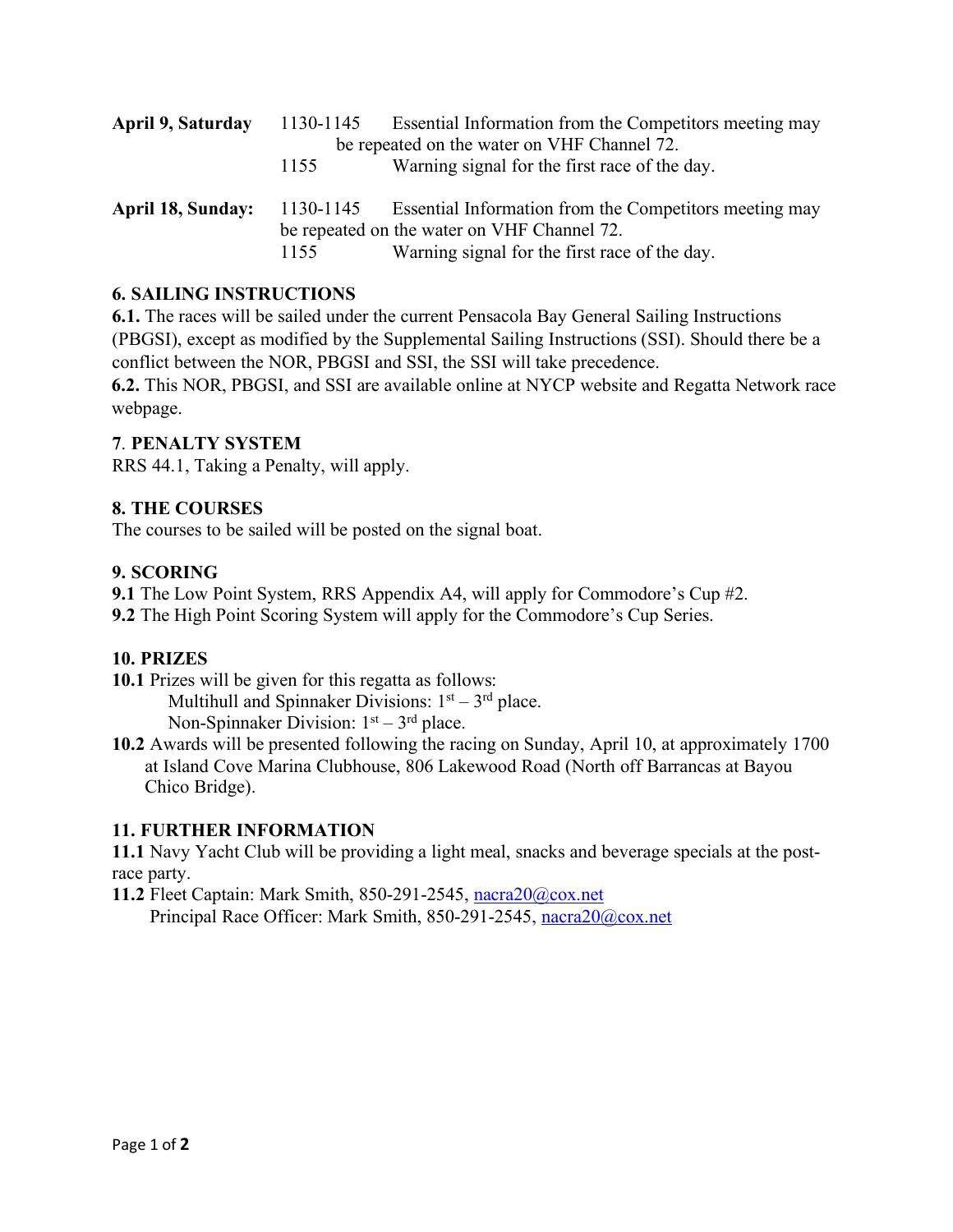**April 9, Saturday** 1130-1145 Essential Information from the Competitors meeting may be repeated on the water on VHF Channel 72.
1155 Warning signal for the first race of the day.

**April 18, Sunday:** 1130-1145 Essential Information from the Competitors meeting may be repeated on the water on VHF Channel 72.
1155 Warning signal for the first race of the day.

**6. SAILING INSTRUCTIONS**

**6.1.** The races will be sailed under the current Pensacola Bay General Sailing Instructions (PBGSI), except as modified by the Supplemental Sailing Instructions (SSI). Should there be a conflict between the NOR, PBGSI and SSI, the SSI will take precedence.

**6.2.** This NOR, PBGSI, and SSI are available online at NYCP website and Regatta Network race webpage.

**7. PENALTY SYSTEM**

RRS 44.1, Taking a Penalty, will apply.

**8. THE COURSES**

The courses to be sailed will be posted on the signal boat.

**9. SCORING**

**9.1** The Low Point System, RRS Appendix A4, will apply for Commodore's Cup #2.

**9.2** The High Point Scoring System will apply for the Commodore's Cup Series.

**10. PRIZES**

**10.1** Prizes will be given for this regatta as follows:
Multihull and Spinnaker Divisions: 1st – 3rd place.
Non-Spinnaker Division: 1st – 3rd place.

**10.2** Awards will be presented following the racing on Sunday, April 10, at approximately 1700 at Island Cove Marina Clubhouse, 806 Lakewood Road (North off Barrancas at Bayou Chico Bridge).

**11. FURTHER INFORMATION**

**11.1** Navy Yacht Club will be providing a light meal, snacks and beverage specials at the post-race party.

**11.2** Fleet Captain: Mark Smith, 850-291-2545, nacra20@cox.net
Principal Race Officer: Mark Smith, 850-291-2545, nacra20@cox.net